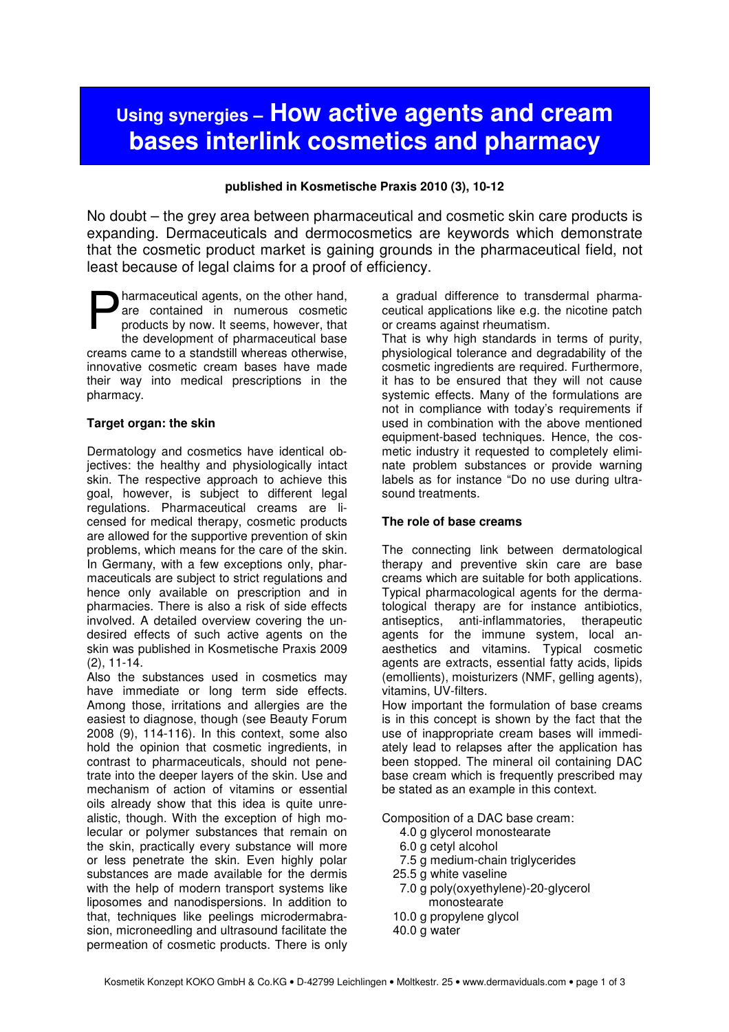# Using synergies – How active agents and cream bases interlink cosmetics and pharmacy

**published in Kosmetische Praxis 2010 (3), 10-12**

No doubt – the grey area between pharmaceutical and cosmetic skin care products is expanding. Dermaceuticals and dermocosmetics are keywords which demonstrate that the cosmetic product market is gaining grounds in the pharmaceutical field, not least because of legal claims for a proof of efficiency.

Pharmaceutical agents, on the other hand, are contained in numerous cosmetic products by now. It seems, however, that the development of pharmaceutical base creams came to a standstill whereas otherwise, innovative cosmetic cream bases have made their way into medical prescriptions in the pharmacy.

**Target organ: the skin**

Dermatology and cosmetics have identical objectives: the healthy and physiologically intact skin. The respective approach to achieve this goal, however, is subject to different legal regulations. Pharmaceutical creams are licensed for medical therapy, cosmetic products are allowed for the supportive prevention of skin problems, which means for the care of the skin. In Germany, with a few exceptions only, pharmaceuticals are subject to strict regulations and hence only available on prescription and in pharmacies. There is also a risk of side effects involved. A detailed overview covering the undesired effects of such active agents on the skin was published in Kosmetische Praxis 2009 (2), 11-14.

Also the substances used in cosmetics may have immediate or long term side effects. Among those, irritations and allergies are the easiest to diagnose, though (see Beauty Forum 2008 (9), 114-116). In this context, some also hold the opinion that cosmetic ingredients, in contrast to pharmaceuticals, should not penetrate into the deeper layers of the skin. Use and mechanism of action of vitamins or essential oils already show that this idea is quite unrealistic, though. With the exception of high molecular or polymer substances that remain on the skin, practically every substance will more or less penetrate the skin. Even highly polar substances are made available for the dermis with the help of modern transport systems like liposomes and nanodispersions. In addition to that, techniques like peelings microdermabrasion, microneedling and ultrasound facilitate the permeation of cosmetic products. There is only a gradual difference to transdermal pharmaceutical applications like e.g. the nicotine patch or creams against rheumatism.

That is why high standards in terms of purity, physiological tolerance and degradability of the cosmetic ingredients are required. Furthermore, it has to be ensured that they will not cause systemic effects. Many of the formulations are not in compliance with today's requirements if used in combination with the above mentioned equipment-based techniques. Hence, the cosmetic industry it requested to completely eliminate problem substances or provide warning labels as for instance "Do no use during ultrasound treatments.

**The role of base creams**

The connecting link between dermatological therapy and preventive skin care are base creams which are suitable for both applications. Typical pharmacological agents for the dermatological therapy are for instance antibiotics, antiseptics, anti-inflammatories, therapeutic agents for the immune system, local anaesthetics and vitamins. Typical cosmetic agents are extracts, essential fatty acids, lipids (emollients), moisturizers (NMF, gelling agents), vitamins, UV-filters.

How important the formulation of base creams is in this concept is shown by the fact that the use of inappropriate cream bases will immediately lead to relapses after the application has been stopped. The mineral oil containing DAC base cream which is frequently prescribed may be stated as an example in this context.

Composition of a DAC base cream:

- 4.0 g glycerol monostearate
- 6.0 g cetyl alcohol
- 7.5 g medium-chain triglycerides
- 25.5 g white vaseline
- 7.0 g poly(oxyethylene)-20-glycerol monostearate
- 10.0 g propylene glycol
- 40.0 g water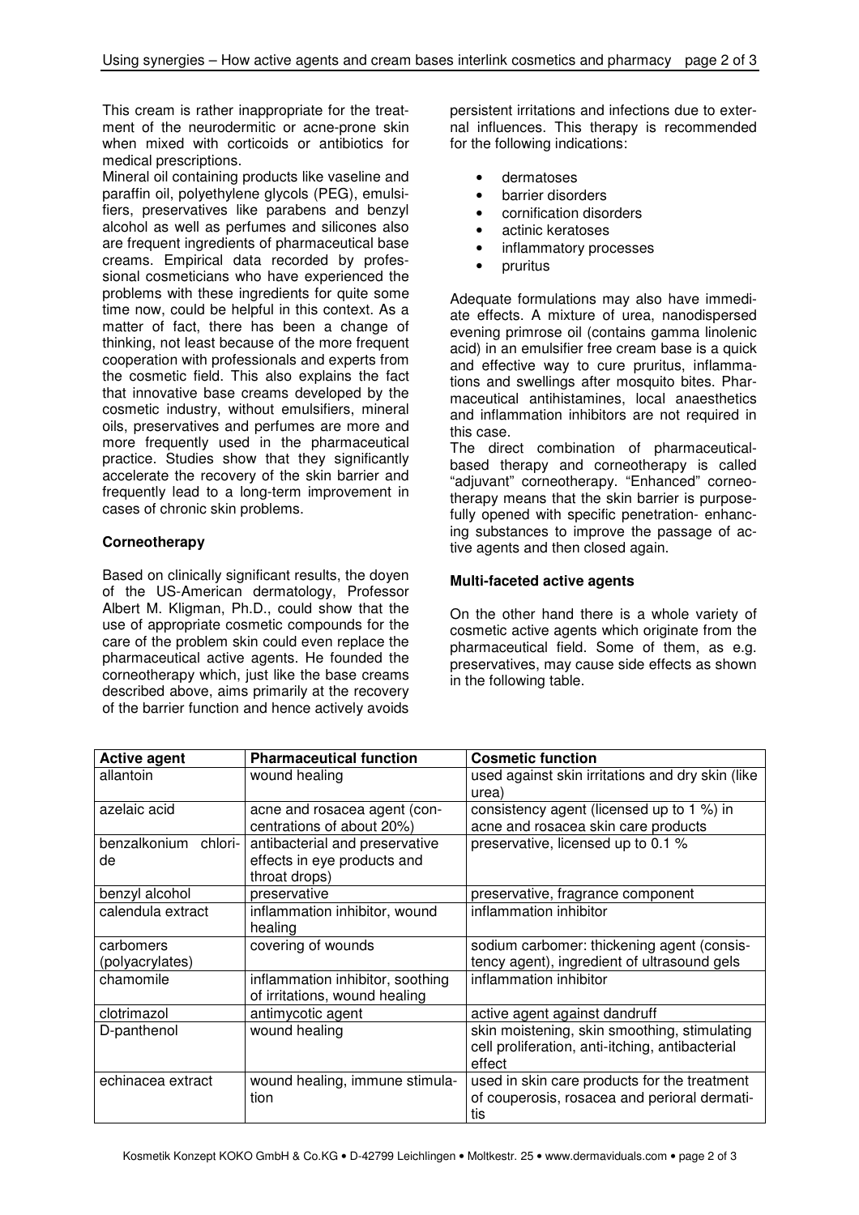This cream is rather inappropriate for the treatment of the neurodermitic or acne-prone skin when mixed with corticoids or antibiotics for medical prescriptions.

Mineral oil containing products like vaseline and paraffin oil, polyethylene glycols (PEG), emulsifiers, preservatives like parabens and benzyl alcohol as well as perfumes and silicones also are frequent ingredients of pharmaceutical base creams. Empirical data recorded by professional cosmeticians who have experienced the problems with these ingredients for quite some time now, could be helpful in this context. As a matter of fact, there has been a change of thinking, not least because of the more frequent cooperation with professionals and experts from the cosmetic field. This also explains the fact that innovative base creams developed by the cosmetic industry, without emulsifiers, mineral oils, preservatives and perfumes are more and more frequently used in the pharmaceutical practice. Studies show that they significantly accelerate the recovery of the skin barrier and frequently lead to a long-term improvement in cases of chronic skin problems.

**Corneotherapy**

Based on clinically significant results, the doyen of the US-American dermatology, Professor Albert M. Kligman, Ph.D., could show that the use of appropriate cosmetic compounds for the care of the problem skin could even replace the pharmaceutical active agents. He founded the corneotherapy which, just like the base creams described above, aims primarily at the recovery of the barrier function and hence actively avoids persistent irritations and infections due to external influences. This therapy is recommended for the following indications:

- dermatoses
- barrier disorders
- cornification disorders
- actinic keratoses
- inflammatory processes
- pruritus

Adequate formulations may also have immediate effects. A mixture of urea, nanodispersed evening primrose oil (contains gamma linolenic acid) in an emulsifier free cream base is a quick and effective way to cure pruritus, inflammations and swellings after mosquito bites. Pharmaceutical antihistamines, local anaesthetics and inflammation inhibitors are not required in this case.

The direct combination of pharmaceutical-based therapy and corneotherapy is called "adjuvant" corneotherapy. "Enhanced" corneotherapy means that the skin barrier is purposefully opened with specific penetration- enhancing substances to improve the passage of active agents and then closed again.

**Multi-faceted active agents**

On the other hand there is a whole variety of cosmetic active agents which originate from the pharmaceutical field. Some of them, as e.g. preservatives, may cause side effects as shown in the following table.

| Active agent | Pharmaceutical function | Cosmetic function |
|---|---|---|
| allantoin | wound healing | used against skin irritations and dry skin (like urea) |
| azelaic acid | acne and rosacea agent (concentrations of about 20%) | consistency agent (licensed up to 1 %) in acne and rosacea skin care products |
| benzalkonium chloride | antibacterial and preservative effects in eye products and throat drops) | preservative, licensed up to 0.1 % |
| benzyl alcohol | preservative | preservative, fragrance component |
| calendula extract | inflammation inhibitor, wound healing | inflammation inhibitor |
| carbomers (polyacrylates) | covering of wounds | sodium carbomer: thickening agent (consistency agent), ingredient of ultrasound gels |
| chamomile | inflammation inhibitor, soothing of irritations, wound healing | inflammation inhibitor |
| clotrimazol | antimycotic agent | active agent against dandruff |
| D-panthenol | wound healing | skin moistening, skin smoothing, stimulating cell proliferation, anti-itching, antibacterial effect |
| echinacea extract | wound healing, immune stimulation | used in skin care products for the treatment of couperosis, rosacea and perioral dermatitis |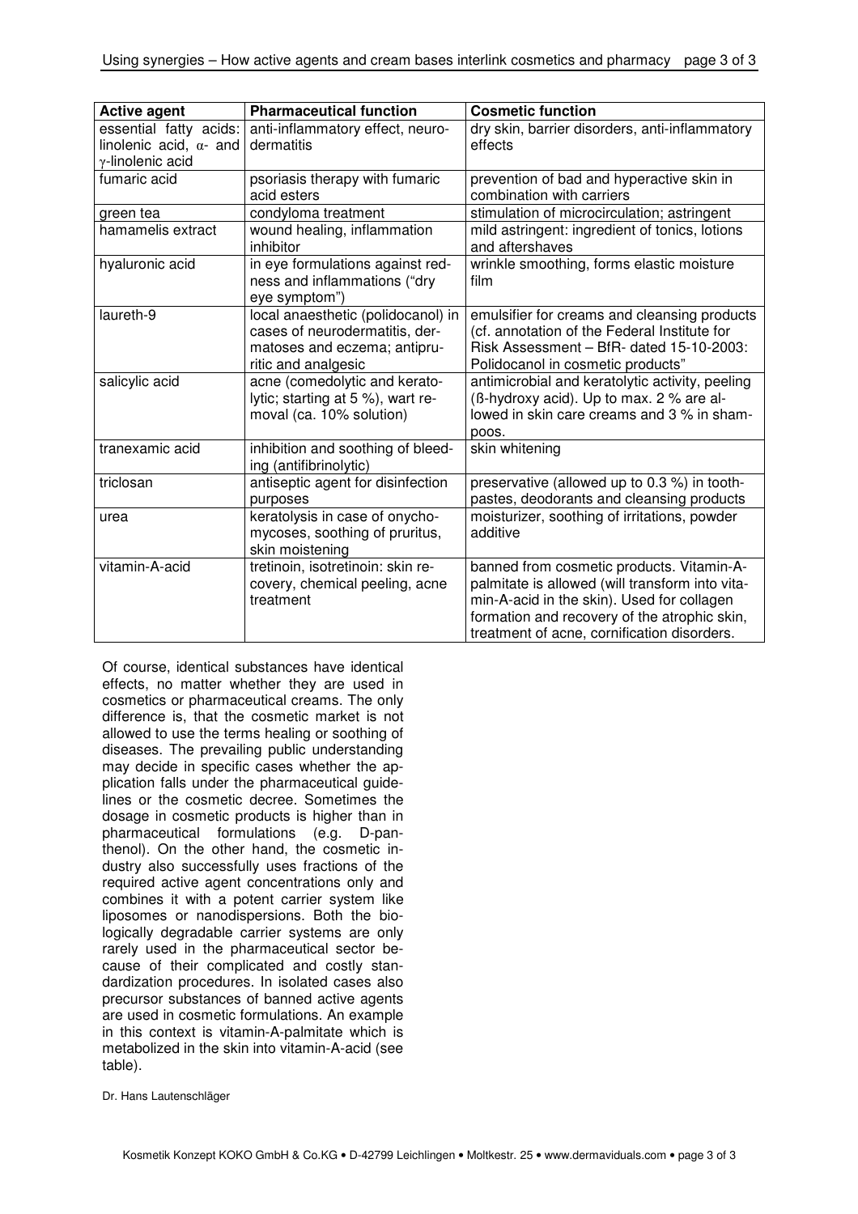| Active agent | Pharmaceutical function | Cosmetic function |
| --- | --- | --- |
| essential fatty acids: linolenic acid, α- and γ-linolenic acid | anti-inflammatory effect, neurodermatitis | dry skin, barrier disorders, anti-inflammatory effects |
| fumaric acid | psoriasis therapy with fumaric acid esters | prevention of bad and hyperactive skin in combination with carriers |
| green tea | condyloma treatment | stimulation of microcirculation; astringent |
| hamamelis extract | wound healing, inflammation inhibitor | mild astringent: ingredient of tonics, lotions and aftershaves |
| hyaluronic acid | in eye formulations against redness and inflammations ("dry eye symptom") | wrinkle smoothing, forms elastic moisture film |
| laureth-9 | local anaesthetic (polidocanol) in cases of neurodermatitis, dermatoses and eczema; antipruritic and analgesic | emulsifier for creams and cleansing products (cf. annotation of the Federal Institute for Risk Assessment – BfR- dated 15-10-2003: Polidocanol in cosmetic products" |
| salicylic acid | acne (comedolytic and keratolytic; starting at 5 %), wart removal (ca. 10% solution) | antimicrobial and keratolytic activity, peeling (ß-hydroxy acid). Up to max. 2 % are allowed in skin care creams and 3 % in shampoos. |
| tranexamic acid | inhibition and soothing of bleeding (antifibrinolytic) | skin whitening |
| triclosan | antiseptic agent for disinfection purposes | preservative (allowed up to 0.3 %) in toothpastes, deodorants and cleansing products |
| urea | keratolysis in case of onychomycoses, soothing of pruritus, skin moistening | moisturizer, soothing of irritations, powder additive |
| vitamin-A-acid | tretinoin, isotretinoin: skin recovery, chemical peeling, acne treatment | banned from cosmetic products. Vitamin-A-palmitate is allowed (will transform into vitamin-A-acid in the skin). Used for collagen formation and recovery of the atrophic skin, treatment of acne, cornification disorders. |

Of course, identical substances have identical effects, no matter whether they are used in cosmetics or pharmaceutical creams. The only difference is, that the cosmetic market is not allowed to use the terms healing or soothing of diseases. The prevailing public understanding may decide in specific cases whether the application falls under the pharmaceutical guidelines or the cosmetic decree. Sometimes the dosage in cosmetic products is higher than in pharmaceutical formulations (e.g. D-panthenol). On the other hand, the cosmetic industry also successfully uses fractions of the required active agent concentrations only and combines it with a potent carrier system like liposomes or nanodispersions. Both the biologically degradable carrier systems are only rarely used in the pharmaceutical sector because of their complicated and costly standardization procedures. In isolated cases also precursor substances of banned active agents are used in cosmetic formulations. An example in this context is vitamin-A-palmitate which is metabolized in the skin into vitamin-A-acid (see table).

Dr. Hans Lautenschläger